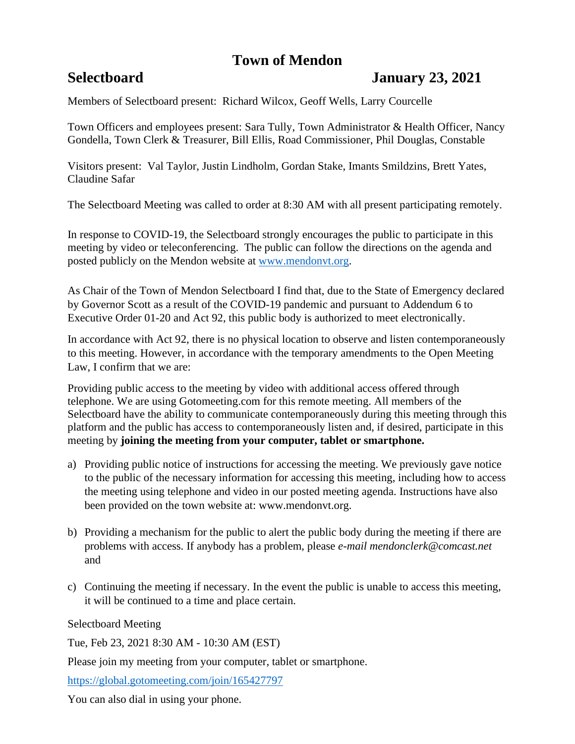# Town of Mendon

## Selectboard January 23, 2021

Members of Selectboard present: Richard Wilcox, Geoff Wells, Larry Courcelle

Town Officers and employees present: Sara Tully, Town Administrator & Health Officer, Nancy Gondella, Town Clerk & Treasurer, Bill Ellis, Road Commissioner, Phil Douglas, Constable

Visitors present: Val Taylor, Justin Lindholm, Gordan Stake, Imants Smildzins, Brett Yates, Claudine Safar

The Selectboard Meeting was called to order at 8:30 AM with all present participating remotely.

In response to COVID-19, the Selectboard strongly encourages the public to participate in this meeting by video or teleconferencing. The public can follow the directions on the agenda and posted publicly on the Mendon website at [www.mendonvt.org](http://www.mendonvt.org).

As Chair of the Town of Mendon Selectboard I find that, due to the State of Emergency declared by Governor Scott as a result of the COVID-19 pandemic and pursuant to Addendum 6 to Executive Order 01-20 and Act 92, this public body is authorized to meet electronically.

In accordance with Act 92, there is no physical location to observe and listen contemporaneously to this meeting. However, in accordance with the temporary amendments to the Open Meeting Law, I confirm that we are:

Providing public access to the meeting by video with additional access offered through telephone. We are using Gotomeeting.com for this remote meeting. All members of the Selectboard have the ability to communicate contemporaneously during this meeting through this platform and the public has access to contemporaneously listen and, if desired, participate in this meeting by **joining the meeting from your computer, tablet or smartphone.**

a) Providing public notice of instructions for accessing the meeting. We previously gave notice to the public of the necessary information for accessing this meeting, including how to access the meeting using telephone and video in our posted meeting agenda. Instructions have also been provided on the town website at: www.mendonvt.org.

b) Providing a mechanism for the public to alert the public body during the meeting if there are problems with access. If anybody has a problem, please *e-mail mendonclerk@comcast.net* and

c) Continuing the meeting if necessary. In the event the public is unable to access this meeting, it will be continued to a time and place certain.

Selectboard Meeting

Tue, Feb 23, 2021 8:30 AM - 10:30 AM (EST)

Please join my meeting from your computer, tablet or smartphone.

[https://global.gotomeeting.com/join/165427797](https://global.gotomeeting.com/join/165427797)

You can also dial in using your phone.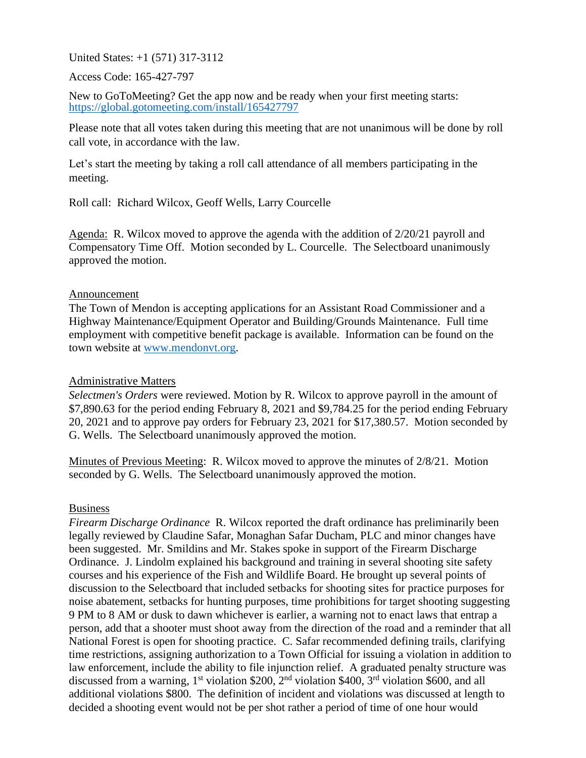United States: +1 (571) 317-3112

Access Code: 165-427-797

New to GoToMeeting? Get the app now and be ready when your first meeting starts: https://global.gotomeeting.com/install/165427797

Please note that all votes taken during this meeting that are not unanimous will be done by roll call vote, in accordance with the law.

Let's start the meeting by taking a roll call attendance of all members participating in the meeting.

Roll call: Richard Wilcox, Geoff Wells, Larry Courcelle

Agenda: R. Wilcox moved to approve the agenda with the addition of 2/20/21 payroll and Compensatory Time Off. Motion seconded by L. Courcelle. The Selectboard unanimously approved the motion.

Announcement

The Town of Mendon is accepting applications for an Assistant Road Commissioner and a Highway Maintenance/Equipment Operator and Building/Grounds Maintenance. Full time employment with competitive benefit package is available. Information can be found on the town website at www.mendonvt.org.

Administrative Matters

*Selectmen's Orders* were reviewed. Motion by R. Wilcox to approve payroll in the amount of $7,890.63 for the period ending February 8, 2021 and $9,784.25 for the period ending February 20, 2021 and to approve pay orders for February 23, 2021 for $17,380.57. Motion seconded by G. Wells. The Selectboard unanimously approved the motion.

Minutes of Previous Meeting: R. Wilcox moved to approve the minutes of 2/8/21. Motion seconded by G. Wells. The Selectboard unanimously approved the motion.

Business

*Firearm Discharge Ordinance* R. Wilcox reported the draft ordinance has preliminarily been legally reviewed by Claudine Safar, Monaghan Safar Ducham, PLC and minor changes have been suggested. Mr. Smildins and Mr. Stakes spoke in support of the Firearm Discharge Ordinance. J. Lindolm explained his background and training in several shooting site safety courses and his experience of the Fish and Wildlife Board. He brought up several points of discussion to the Selectboard that included setbacks for shooting sites for practice purposes for noise abatement, setbacks for hunting purposes, time prohibitions for target shooting suggesting 9 PM to 8 AM or dusk to dawn whichever is earlier, a warning not to enact laws that entrap a person, add that a shooter must shoot away from the direction of the road and a reminder that all National Forest is open for shooting practice. C. Safar recommended defining trails, clarifying time restrictions, assigning authorization to a Town Official for issuing a violation in addition to law enforcement, include the ability to file injunction relief. A graduated penalty structure was discussed from a warning, 1st violation $200, 2nd violation $400, 3rd violation $600, and all additional violations $800. The definition of incident and violations was discussed at length to decided a shooting event would not be per shot rather a period of time of one hour would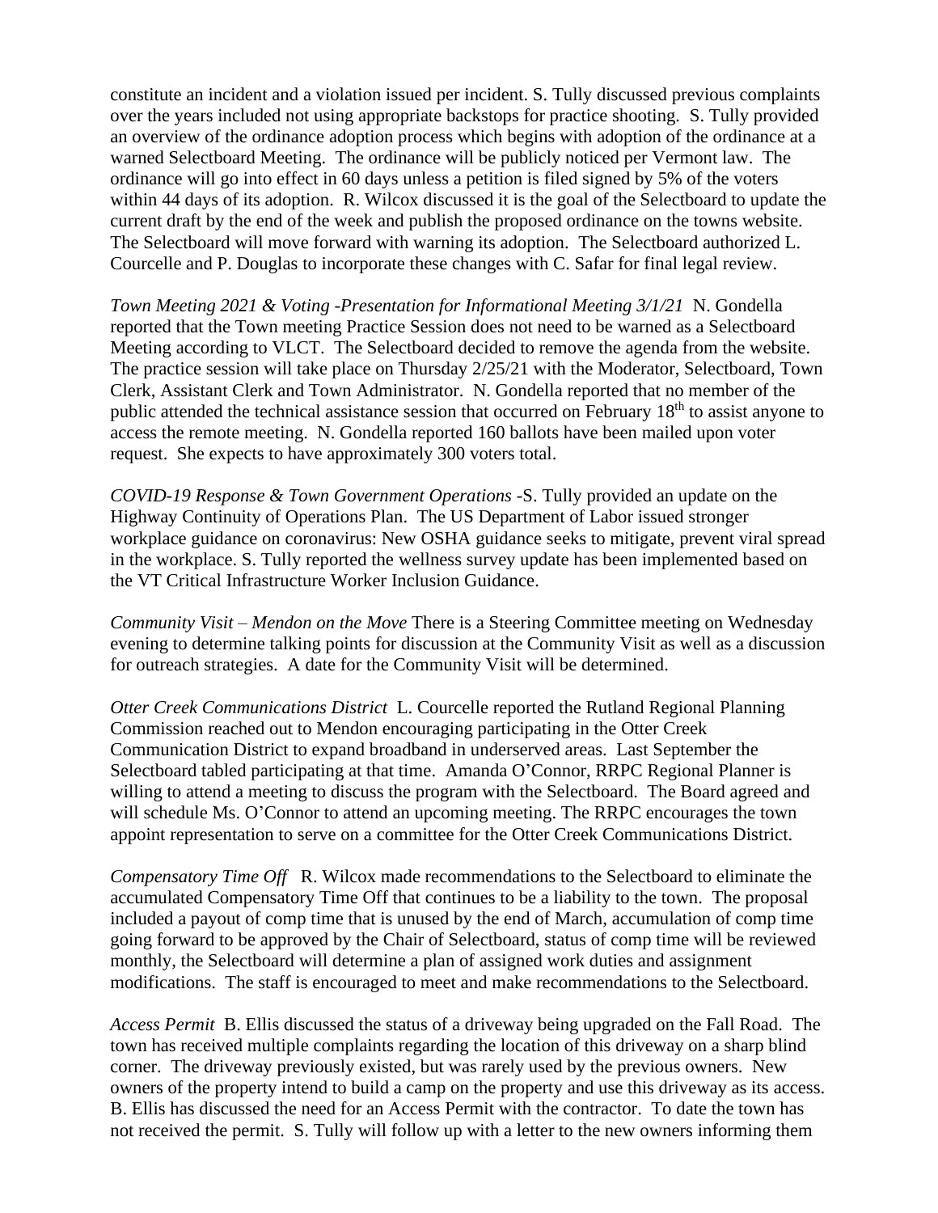constitute an incident and a violation issued per incident. S. Tully discussed previous complaints over the years included not using appropriate backstops for practice shooting. S. Tully provided an overview of the ordinance adoption process which begins with adoption of the ordinance at a warned Selectboard Meeting. The ordinance will be publicly noticed per Vermont law. The ordinance will go into effect in 60 days unless a petition is filed signed by 5% of the voters within 44 days of its adoption. R. Wilcox discussed it is the goal of the Selectboard to update the current draft by the end of the week and publish the proposed ordinance on the towns website. The Selectboard will move forward with warning its adoption. The Selectboard authorized L. Courcelle and P. Douglas to incorporate these changes with C. Safar for final legal review.

*Town Meeting 2021 & Voting -Presentation for Informational Meeting 3/1/21* N. Gondella reported that the Town meeting Practice Session does not need to be warned as a Selectboard Meeting according to VLCT. The Selectboard decided to remove the agenda from the website. The practice session will take place on Thursday 2/25/21 with the Moderator, Selectboard, Town Clerk, Assistant Clerk and Town Administrator. N. Gondella reported that no member of the public attended the technical assistance session that occurred on February 18th to assist anyone to access the remote meeting. N. Gondella reported 160 ballots have been mailed upon voter request. She expects to have approximately 300 voters total.

*COVID-19 Response & Town Government Operations* -S. Tully provided an update on the Highway Continuity of Operations Plan. The US Department of Labor issued stronger workplace guidance on coronavirus: New OSHA guidance seeks to mitigate, prevent viral spread in the workplace. S. Tully reported the wellness survey update has been implemented based on the VT Critical Infrastructure Worker Inclusion Guidance.

*Community Visit – Mendon on the Move* There is a Steering Committee meeting on Wednesday evening to determine talking points for discussion at the Community Visit as well as a discussion for outreach strategies. A date for the Community Visit will be determined.

*Otter Creek Communications District* L. Courcelle reported the Rutland Regional Planning Commission reached out to Mendon encouraging participating in the Otter Creek Communication District to expand broadband in underserved areas. Last September the Selectboard tabled participating at that time. Amanda O'Connor, RRPC Regional Planner is willing to attend a meeting to discuss the program with the Selectboard. The Board agreed and will schedule Ms. O'Connor to attend an upcoming meeting. The RRPC encourages the town appoint representation to serve on a committee for the Otter Creek Communications District.

*Compensatory Time Off* R. Wilcox made recommendations to the Selectboard to eliminate the accumulated Compensatory Time Off that continues to be a liability to the town. The proposal included a payout of comp time that is unused by the end of March, accumulation of comp time going forward to be approved by the Chair of Selectboard, status of comp time will be reviewed monthly, the Selectboard will determine a plan of assigned work duties and assignment modifications. The staff is encouraged to meet and make recommendations to the Selectboard.

*Access Permit* B. Ellis discussed the status of a driveway being upgraded on the Fall Road. The town has received multiple complaints regarding the location of this driveway on a sharp blind corner. The driveway previously existed, but was rarely used by the previous owners. New owners of the property intend to build a camp on the property and use this driveway as its access. B. Ellis has discussed the need for an Access Permit with the contractor. To date the town has not received the permit. S. Tully will follow up with a letter to the new owners informing them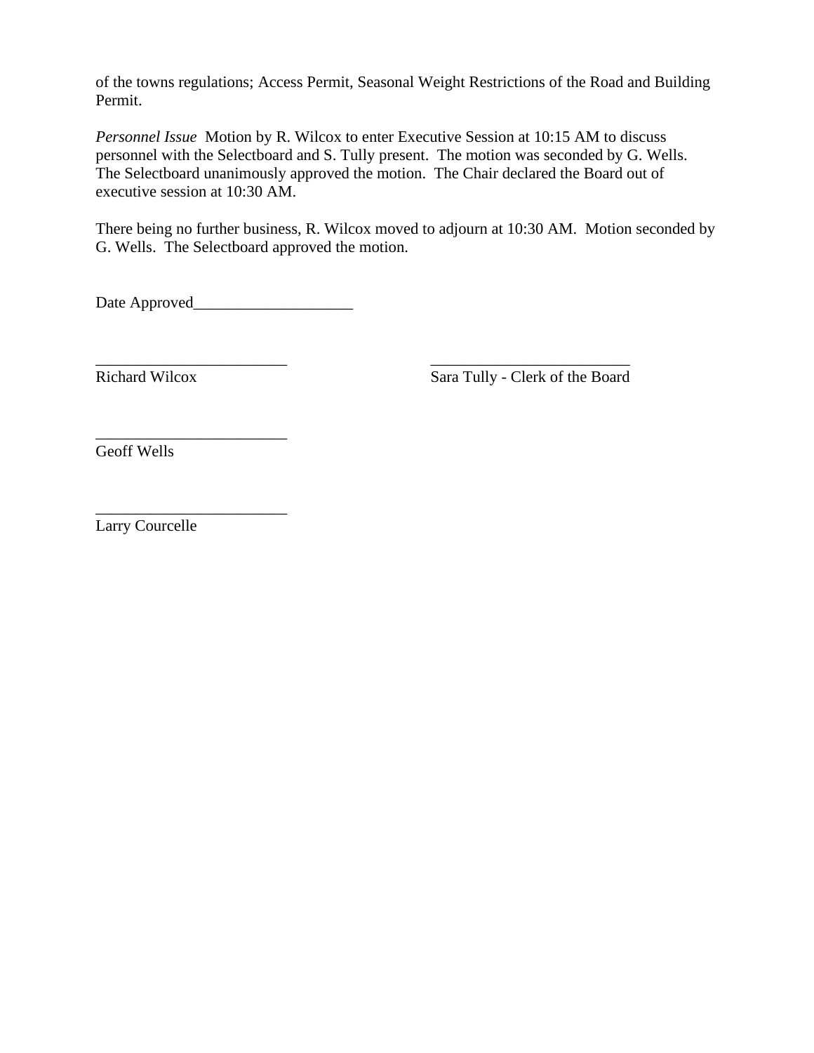of the towns regulations; Access Permit, Seasonal Weight Restrictions of the Road and Building Permit.

*Personnel Issue* Motion by R. Wilcox to enter Executive Session at 10:15 AM to discuss personnel with the Selectboard and S. Tully present. The motion was seconded by G. Wells. The Selectboard unanimously approved the motion. The Chair declared the Board out of executive session at 10:30 AM.

There being no further business, R. Wilcox moved to adjourn at 10:30 AM. Motion seconded by G. Wells. The Selectboard approved the motion.

Date Approved____________________

________________________
Richard Wilcox

________________________
Sara Tully - Clerk of the Board

________________________
Geoff Wells

________________________
Larry Courcelle